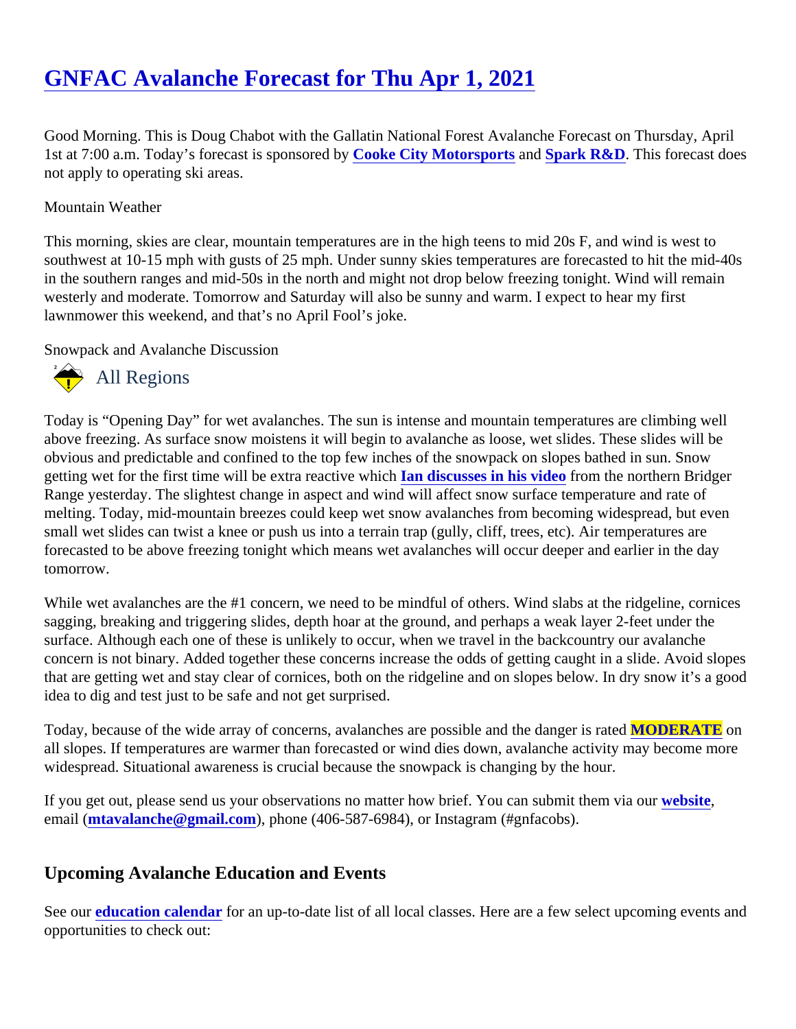# GNFAC Avalanche Forecast for Thu Apr 1, 2021

Good Morning. This is Doug Chabot with the Gallatin National Forest Avalanche Forecast on Thursday, April 1st at 7:00 a.m. Today's forecast is sponsored by **Cooke City Motorsports** and **Spark R&D**. This forecast does not apply to operating ski areas.

Mountain Weather

This morning, skies are clear, mountain temperatures are in the high teens to mid 20s F, and wind is west to southwest at 10-15 mph with gusts of 25 mph. Under sunny skies temperatures are forecasted to hit the mid-40s in the southern ranges and mid-50s in the north and might not drop below freezing tonight. Wind will remain westerly and moderate. Tomorrow and Saturday will also be sunny and warm. I expect to hear my first lawnmower this weekend, and that's no April Fool's joke.

Snowpack and Avalanche Discussion

## All Regions

Today is "Opening Day" for wet avalanches. The sun is intense and mountain temperatures are climbing well above freezing. As surface snow moistens it will begin to avalanche as loose, wet slides. These slides will be obvious and predictable and confined to the top few inches of the snowpack on slopes bathed in sun. Snow getting wet for the first time will be extra reactive which **Ian discusses in his video** from the northern Bridger Range yesterday. The slightest change in aspect and wind will affect snow surface temperature and rate of melting. Today, mid-mountain breezes could keep wet snow avalanches from becoming widespread, but even small wet slides can twist a knee or push us into a terrain trap (gully, cliff, trees, etc). Air temperatures are forecasted to be above freezing tonight which means wet avalanches will occur deeper and earlier in the day tomorrow.

While wet avalanches are the #1 concern, we need to be mindful of others. Wind slabs at the ridgeline, cornices sagging, breaking and triggering slides, depth hoar at the ground, and perhaps a weak layer 2-feet under the surface. Although each one of these is unlikely to occur, when we travel in the backcountry our avalanche concern is not binary. Added together these concerns increase the odds of getting caught in a slide. Avoid slopes that are getting wet and stay clear of cornices, both on the ridgeline and on slopes below. In dry snow it's a good idea to dig and test just to be safe and not get surprised.

Today, because of the wide array of concerns, avalanches are possible and the danger is rated **MODERATE** on all slopes. If temperatures are warmer than forecasted or wind dies down, avalanche activity may become more widespread. Situational awareness is crucial because the snowpack is changing by the hour.

If you get out, please send us your observations no matter how brief. You can submit them via our **website**, email (**mtavalanche@gmail.com**), phone (406-587-6984), or Instagram (#gnfacobs).

## Upcoming Avalanche Education and Events

See our **education calendar** for an up-to-date list of all local classes. Here are a few select upcoming events and opportunities to check out: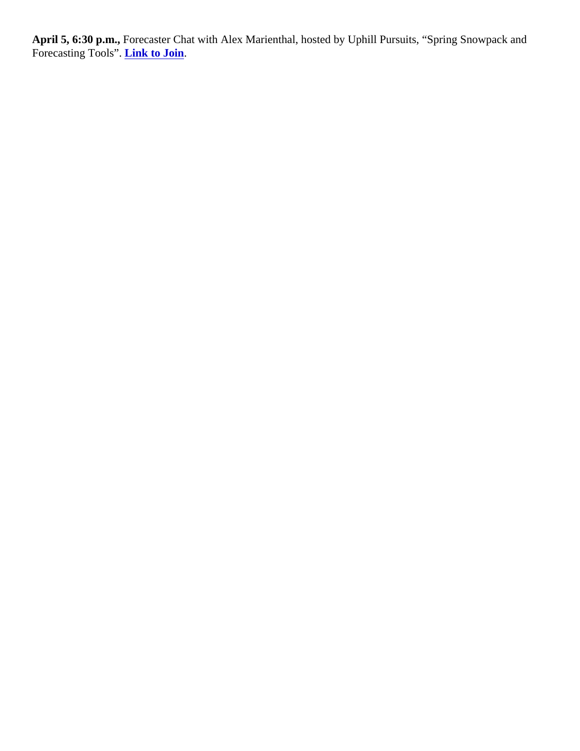**April 5, 6:30 p.m.,** Forecaster Chat with Alex Marienthal, hosted by Uphill Pursuits, “Spring Snowpack and Forecasting Tools”. **Link to Join**.